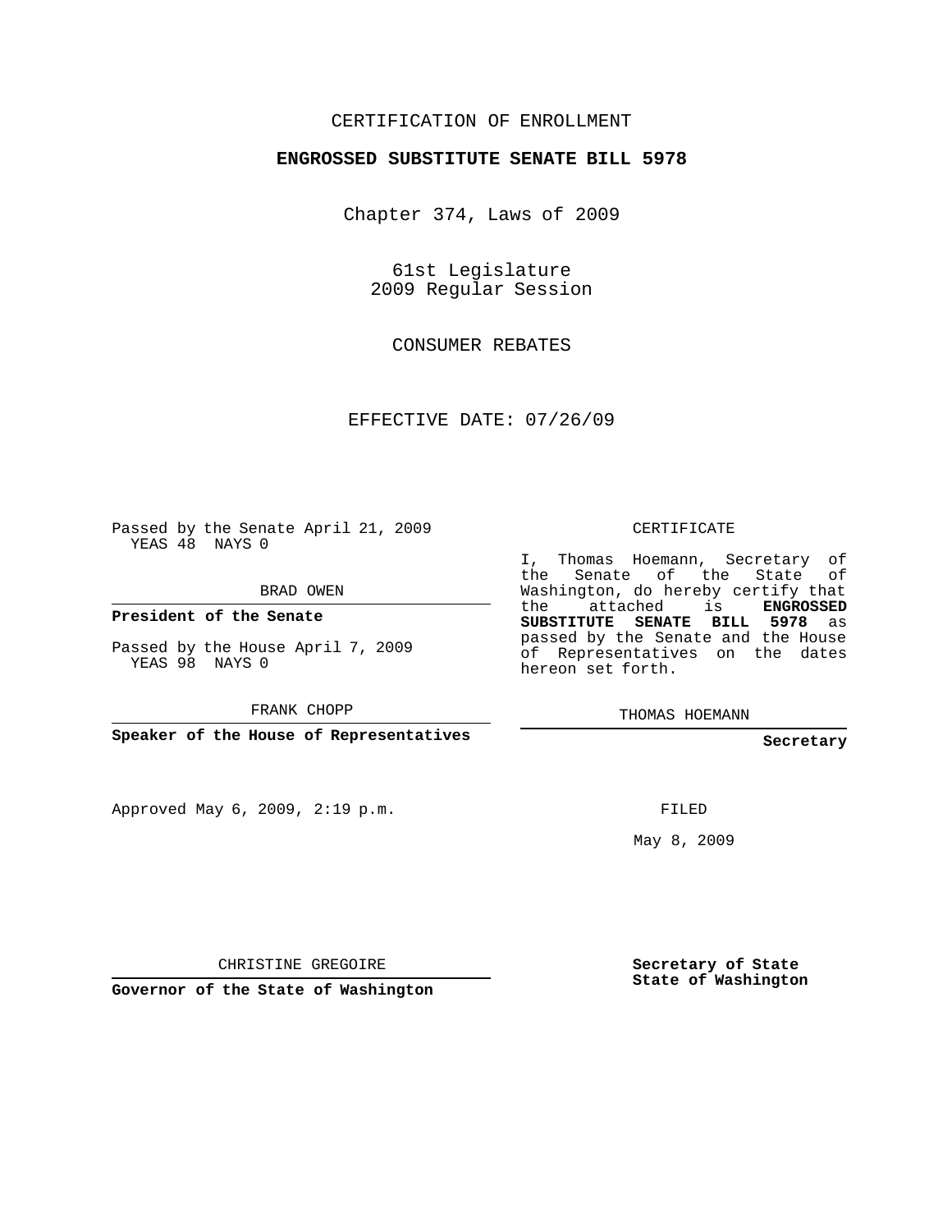CERTIFICATION OF ENROLLMENT

**ENGROSSED SUBSTITUTE SENATE BILL 5978**

Chapter 374, Laws of 2009

61st Legislature
2009 Regular Session

CONSUMER REBATES

EFFECTIVE DATE: 07/26/09

Passed by the Senate April 21, 2009
YEAS 48 NAYS 0

BRAD OWEN

**President of the Senate**

Passed by the House April 7, 2009
YEAS 98 NAYS 0

FRANK CHOPP

**Speaker of the House of Representatives**

Approved May 6, 2009, 2:19 p.m.

CHRISTINE GREGOIRE

**Governor of the State of Washington**

CERTIFICATE

I, Thomas Hoemann, Secretary of the Senate of the State of Washington, do hereby certify that the attached is **ENGROSSED SUBSTITUTE SENATE BILL 5978** as passed by the Senate and the House of Representatives on the dates hereon set forth.

THOMAS HOEMANN

**Secretary**

FILED

May 8, 2009

**Secretary of State**
**State of Washington**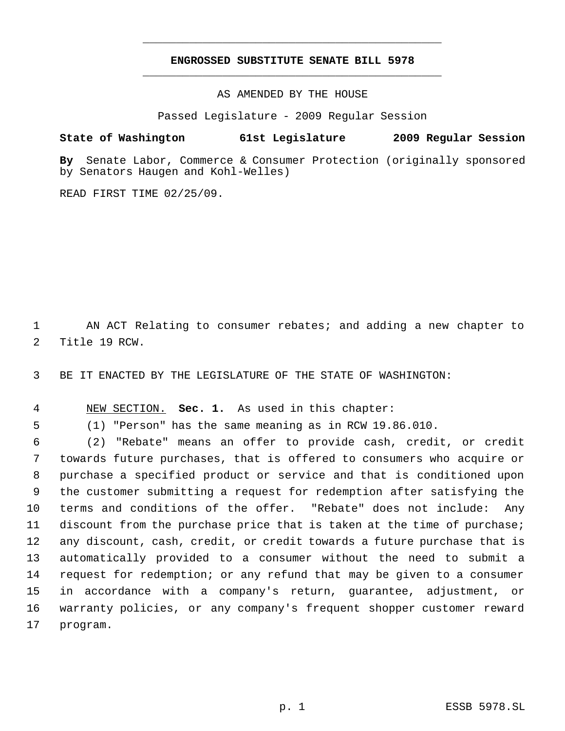**ENGROSSED SUBSTITUTE SENATE BILL 5978**

AS AMENDED BY THE HOUSE

Passed Legislature - 2009 Regular Session

**State of Washington 61st Legislature 2009 Regular Session**

**By** Senate Labor, Commerce & Consumer Protection (originally sponsored by Senators Haugen and Kohl-Welles)

READ FIRST TIME 02/25/09.

AN ACT Relating to consumer rebates; and adding a new chapter to Title 19 RCW.

BE IT ENACTED BY THE LEGISLATURE OF THE STATE OF WASHINGTON:

NEW SECTION. **Sec. 1.** As used in this chapter:

(1) "Person" has the same meaning as in RCW 19.86.010.

(2) "Rebate" means an offer to provide cash, credit, or credit towards future purchases, that is offered to consumers who acquire or purchase a specified product or service and that is conditioned upon the customer submitting a request for redemption after satisfying the terms and conditions of the offer. "Rebate" does not include: Any discount from the purchase price that is taken at the time of purchase; any discount, cash, credit, or credit towards a future purchase that is automatically provided to a consumer without the need to submit a request for redemption; or any refund that may be given to a consumer in accordance with a company's return, guarantee, adjustment, or warranty policies, or any company's frequent shopper customer reward program.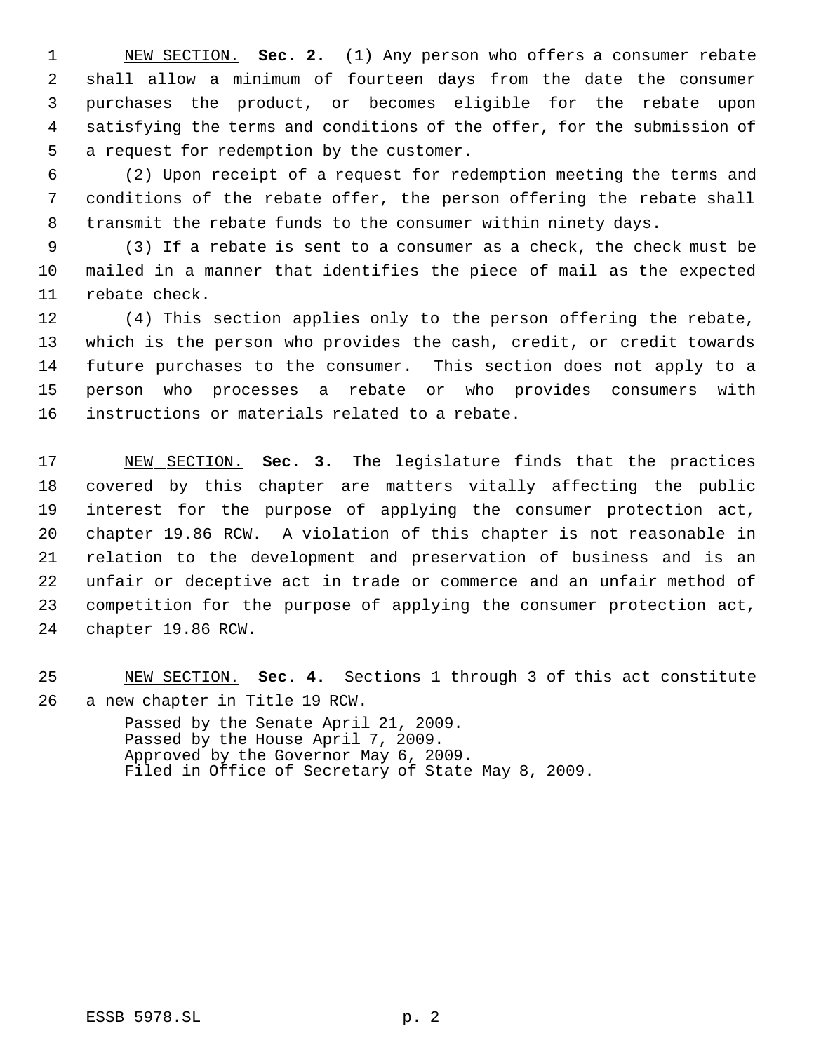NEW SECTION. **Sec. 2.** (1) Any person who offers a consumer rebate shall allow a minimum of fourteen days from the date the consumer purchases the product, or becomes eligible for the rebate upon satisfying the terms and conditions of the offer, for the submission of a request for redemption by the customer.

(2) Upon receipt of a request for redemption meeting the terms and conditions of the rebate offer, the person offering the rebate shall transmit the rebate funds to the consumer within ninety days.

(3) If a rebate is sent to a consumer as a check, the check must be mailed in a manner that identifies the piece of mail as the expected rebate check.

(4) This section applies only to the person offering the rebate, which is the person who provides the cash, credit, or credit towards future purchases to the consumer. This section does not apply to a person who processes a rebate or who provides consumers with instructions or materials related to a rebate.

NEW SECTION. **Sec. 3.** The legislature finds that the practices covered by this chapter are matters vitally affecting the public interest for the purpose of applying the consumer protection act, chapter 19.86 RCW. A violation of this chapter is not reasonable in relation to the development and preservation of business and is an unfair or deceptive act in trade or commerce and an unfair method of competition for the purpose of applying the consumer protection act, chapter 19.86 RCW.

NEW SECTION. **Sec. 4.** Sections 1 through 3 of this act constitute a new chapter in Title 19 RCW.

Passed by the Senate April 21, 2009.
Passed by the House April 7, 2009.
Approved by the Governor May 6, 2009.
Filed in Office of Secretary of State May 8, 2009.